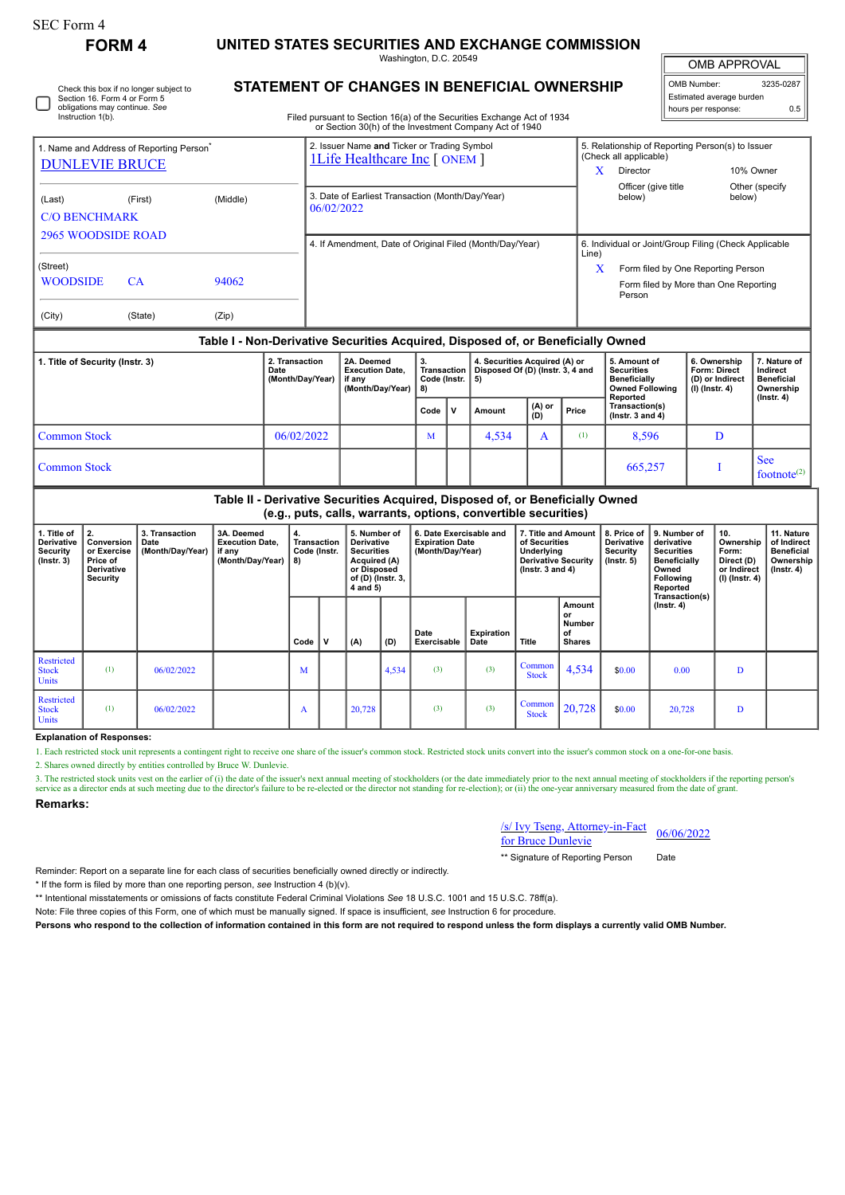SEC Form 4

# FORM 4

## UNITED STATES SECURITIES AND EXCHANGE COMMISSION

Washington, D.C. 20549

## STATEMENT OF CHANGES IN BENEFICIAL OWNERSHIP

Filed pursuant to Section 16(a) of the Securities Exchange Act of 1934 or Section 30(h) of the Investment Company Act of 1940

| OMB APPROVAL | |
|---|---|
| OMB Number: | 3235-0287 |
| Estimated average burden | |
| hours per response: | 0.5 |

☐ Check this box if no longer subject to Section 16. Form 4 or Form 5 obligations may continue. *See* Instruction 1(b).

1. Name and Address of Reporting Person*
DUNLEVIE BRUCE

(Last) (First) (Middle)
C/O BENCHMARK
2965 WOODSIDE ROAD

(Street)
WOODSIDE CA 94062

(City) (State) (Zip)

2. Issuer Name **and** Ticker or Trading Symbol
1Life Healthcare Inc [ ONEM ]

3. Date of Earliest Transaction (Month/Day/Year)
06/02/2022

4. If Amendment, Date of Original Filed (Month/Day/Year)

5. Relationship of Reporting Person(s) to Issuer (Check all applicable)
X Director
10% Owner
Officer (give title below)
Other (specify below)

6. Individual or Joint/Group Filing (Check Applicable Line)
X Form filed by One Reporting Person
Form filed by More than One Reporting Person

### Table I - Non-Derivative Securities Acquired, Disposed of, or Beneficially Owned

| 1. Title of Security (Instr. 3) | 2. Transaction Date (Month/Day/Year) | 2A. Deemed Execution Date, if any (Month/Day/Year) | 3. Transaction Code (Instr. 8) | | 4. Securities Acquired (A) or Disposed Of (D) (Instr. 3, 4 and 5) | | | 5. Amount of Securities Beneficially Owned Following Reported Transaction(s) (Instr. 3 and 4) | 6. Ownership Form: Direct (D) or Indirect (I) (Instr. 4) | 7. Nature of Indirect Beneficial Ownership (Instr. 4) |
|---|---|---|---|---|---|---|---|---|---|---|
| | | | Code | V | Amount | (A) or (D) | Price | | | |
| Common Stock | 06/02/2022 | | M | | 4,534 | A | (1) | 8,596 | D | |
| Common Stock | | | | | | | | 665,257 | I | See footnote[2] |

### Table II - Derivative Securities Acquired, Disposed of, or Beneficially Owned (e.g., puts, calls, warrants, options, convertible securities)

| 1. Title of Derivative Security (Instr. 3) | 2. Conversion or Exercise Price of Derivative Security | 3. Transaction Date (Month/Day/Year) | 3A. Deemed Execution Date, if any (Month/Day/Year) | 4. Transaction Code (Instr. 8) | | 5. Number of Derivative Securities Acquired (A) or Disposed of (D) (Instr. 3, 4 and 5) | | 6. Date Exercisable and Expiration Date (Month/Day/Year) | | 7. Title and Amount of Securities Underlying Derivative Security (Instr. 3 and 4) | | 8. Price of Derivative Security (Instr. 5) | 9. Number of derivative Securities Beneficially Owned Following Reported Transaction(s) (Instr. 4) | 10. Ownership Form: Direct (D) or Indirect (I) (Instr. 4) | 11. Nature of Indirect Beneficial Ownership (Instr. 4) |
|---|---|---|---|---|---|---|---|---|---|---|---|---|---|---|---|
| | | | | Code | V | (A) | (D) | Date Exercisable | Expiration Date | Title | Amount or Number of Shares | | | | |
| Restricted Stock Units | (1) | 06/02/2022 | | M | | | 4,534 | (3) | (3) | Common Stock | 4,534 | $0.00 | 0.00 | D | |
| Restricted Stock Units | (1) | 06/02/2022 | | A | | 20,728 | | (3) | (3) | Common Stock | 20,728 | $0.00 | 20,728 | D | |

**Explanation of Responses:**

1. Each restricted stock unit represents a contingent right to receive one share of the issuer's common stock. Restricted stock units convert into the issuer's common stock on a one-for-one basis.

2. Shares owned directly by entities controlled by Bruce W. Dunlevie.

3. The restricted stock units vest on the earlier of (i) the date of the issuer's next annual meeting of stockholders (or the date immediately prior to the next annual meeting of stockholders if the reporting person's service as a director ends at such meeting due to the director's failure to be re-elected or the director not standing for re-election); or (ii) the one-year anniversary measured from the date of grant.

**Remarks:**

/s/ Ivy Tseng, Attorney-in-Fact for Bruce Dunlevie — 06/06/2022

** Signature of Reporting Person — Date

Reminder: Report on a separate line for each class of securities beneficially owned directly or indirectly.

* If the form is filed by more than one reporting person, *see* Instruction 4 (b)(v).

** Intentional misstatements or omissions of facts constitute Federal Criminal Violations *See* 18 U.S.C. 1001 and 15 U.S.C. 78ff(a).

Note: File three copies of this Form, one of which must be manually signed. If space is insufficient, *see* Instruction 6 for procedure.

**Persons who respond to the collection of information contained in this form are not required to respond unless the form displays a currently valid OMB Number.**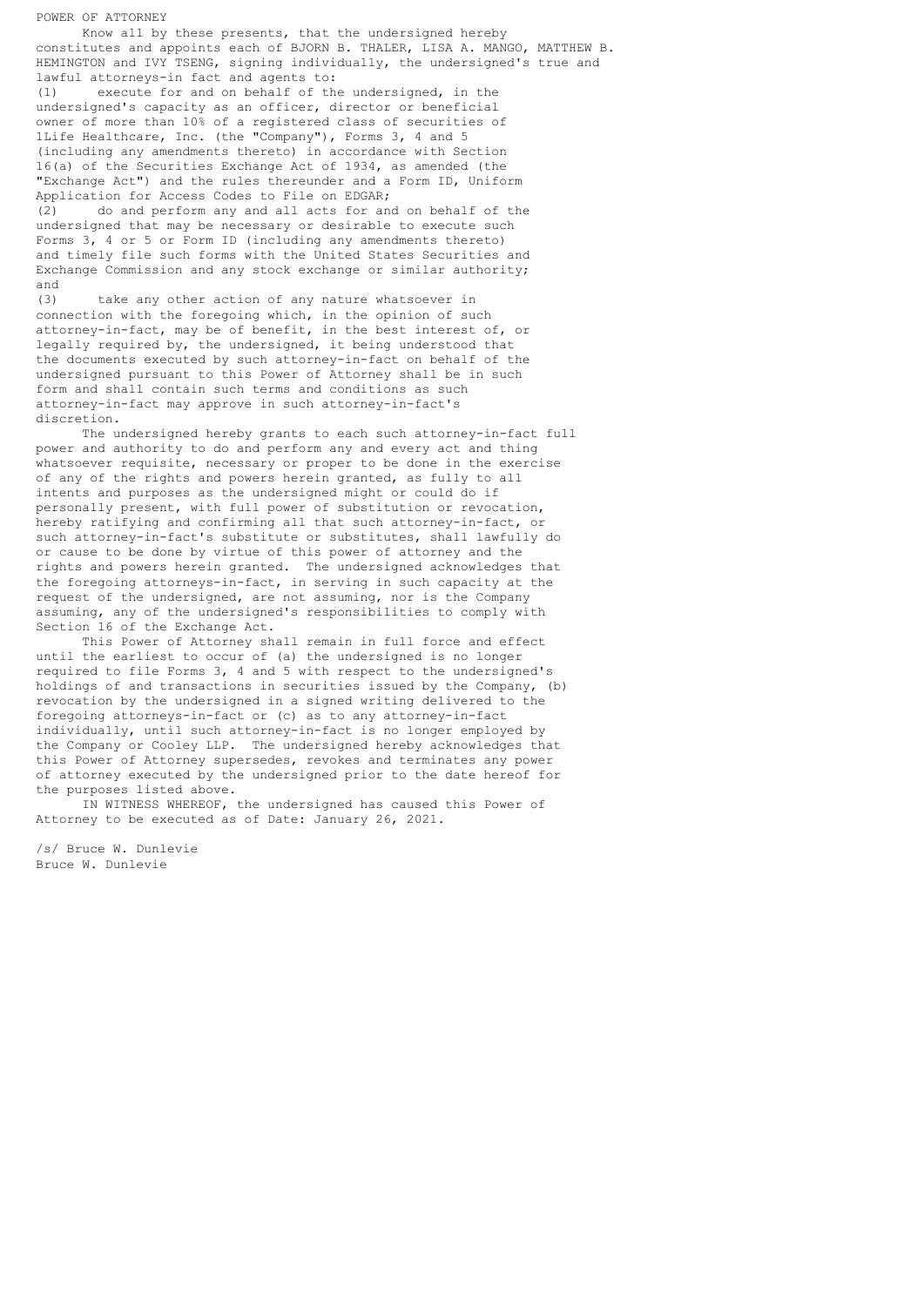POWER OF ATTORNEY

Know all by these presents, that the undersigned hereby constitutes and appoints each of BJORN B. THALER, LISA A. MANGO, MATTHEW B. HEMINGTON and IVY TSENG, signing individually, the undersigned's true and lawful attorneys-in fact and agents to:

(1) execute for and on behalf of the undersigned, in the undersigned's capacity as an officer, director or beneficial owner of more than 10% of a registered class of securities of 1Life Healthcare, Inc. (the "Company"), Forms 3, 4 and 5 (including any amendments thereto) in accordance with Section 16(a) of the Securities Exchange Act of 1934, as amended (the "Exchange Act") and the rules thereunder and a Form ID, Uniform Application for Access Codes to File on EDGAR;

(2) do and perform any and all acts for and on behalf of the undersigned that may be necessary or desirable to execute such Forms 3, 4 or 5 or Form ID (including any amendments thereto) and timely file such forms with the United States Securities and Exchange Commission and any stock exchange or similar authority; and

(3) take any other action of any nature whatsoever in connection with the foregoing which, in the opinion of such attorney-in-fact, may be of benefit, in the best interest of, or legally required by, the undersigned, it being understood that the documents executed by such attorney-in-fact on behalf of the undersigned pursuant to this Power of Attorney shall be in such form and shall contain such terms and conditions as such attorney-in-fact may approve in such attorney-in-fact's discretion.

The undersigned hereby grants to each such attorney-in-fact full power and authority to do and perform any and every act and thing whatsoever requisite, necessary or proper to be done in the exercise of any of the rights and powers herein granted, as fully to all intents and purposes as the undersigned might or could do if personally present, with full power of substitution or revocation, hereby ratifying and confirming all that such attorney-in-fact, or such attorney-in-fact's substitute or substitutes, shall lawfully do or cause to be done by virtue of this power of attorney and the rights and powers herein granted. The undersigned acknowledges that the foregoing attorneys-in-fact, in serving in such capacity at the request of the undersigned, are not assuming, nor is the Company assuming, any of the undersigned's responsibilities to comply with Section 16 of the Exchange Act.

This Power of Attorney shall remain in full force and effect until the earliest to occur of (a) the undersigned is no longer required to file Forms 3, 4 and 5 with respect to the undersigned's holdings of and transactions in securities issued by the Company, (b) revocation by the undersigned in a signed writing delivered to the foregoing attorneys-in-fact or (c) as to any attorney-in-fact individually, until such attorney-in-fact is no longer employed by the Company or Cooley LLP. The undersigned hereby acknowledges that this Power of Attorney supersedes, revokes and terminates any power of attorney executed by the undersigned prior to the date hereof for the purposes listed above.

IN WITNESS WHEREOF, the undersigned has caused this Power of Attorney to be executed as of Date: January 26, 2021.

/s/ Bruce W. Dunlevie
Bruce W. Dunlevie